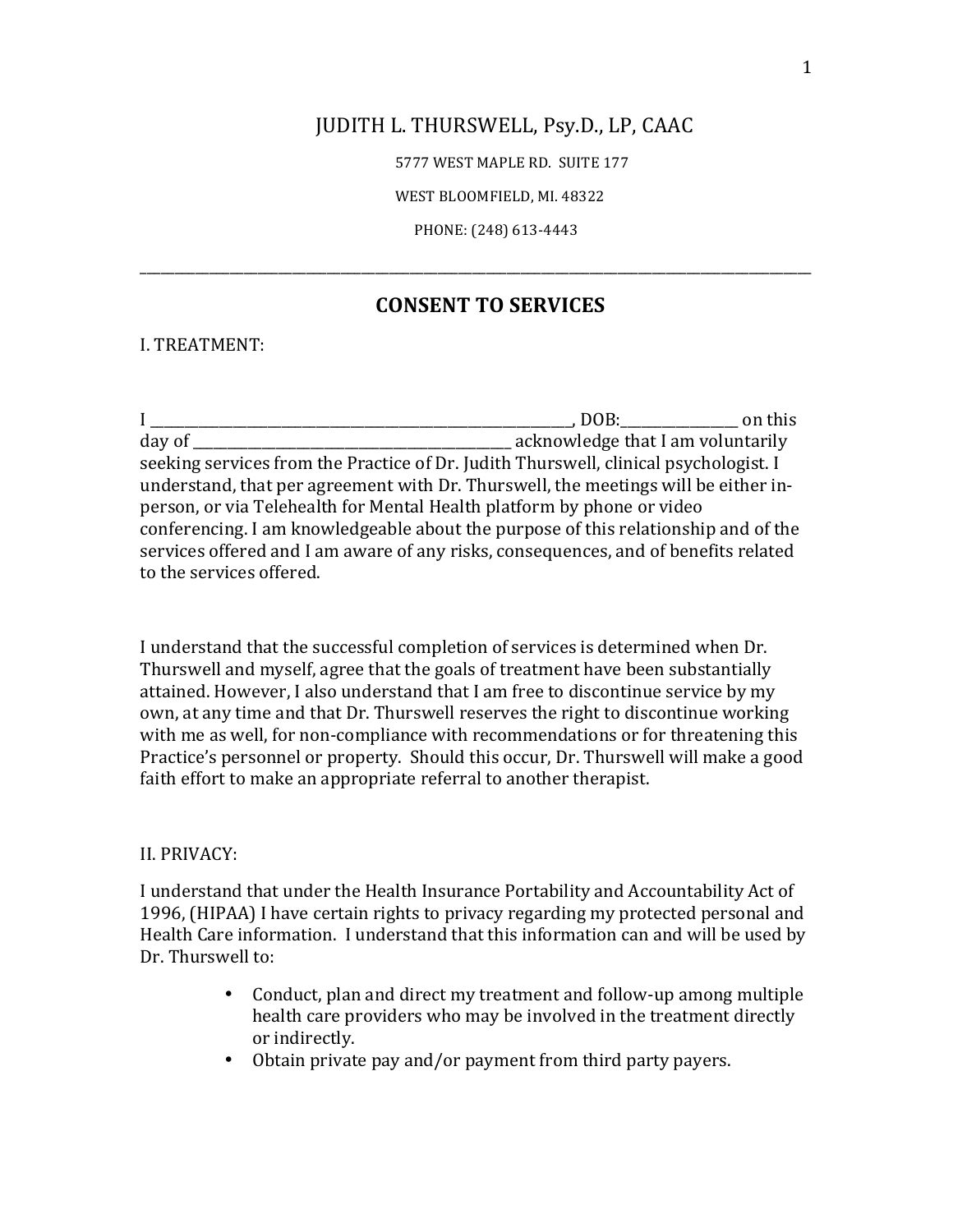JUDITH L. THURSWELL, Psy.D., LP, CAAC

5777 WEST MAPLE RD. SUITE 177

WEST BLOOMFIELD, MI. 48322

PHONE: (248) 613-4443

---

# CONSENT TO SERVICES

I. TREATMENT:

I \_\_\_\_\_\_\_\_\_\_\_\_\_\_\_\_\_\_\_\_\_\_\_\_\_\_\_\_\_\_\_\_\_\_\_\_\_\_\_\_\_\_\_\_\_\_\_\_\_\_\_\_\_\_\_\_\_\_, DOB:\_\_\_\_\_\_\_\_\_\_\_\_\_\_\_\_ on this day of \_\_\_\_\_\_\_\_\_\_\_\_\_\_\_\_\_\_\_\_\_\_\_\_\_\_\_\_\_\_\_\_\_\_\_\_\_\_\_\_\_\_\_\_ acknowledge that I am voluntarily seeking services from the Practice of Dr. Judith Thurswell, clinical psychologist. I understand, that per agreement with Dr. Thurswell, the meetings will be either in-person, or via Telehealth for Mental Health platform by phone or video conferencing. I am knowledgeable about the purpose of this relationship and of the services offered and I am aware of any risks, consequences, and of benefits related to the services offered.

I understand that the successful completion of services is determined when Dr. Thurswell and myself, agree that the goals of treatment have been substantially attained. However, I also understand that I am free to discontinue service by my own, at any time and that Dr. Thurswell reserves the right to discontinue working with me as well, for non-compliance with recommendations or for threatening this Practice's personnel or property. Should this occur, Dr. Thurswell will make a good faith effort to make an appropriate referral to another therapist.

II. PRIVACY:

I understand that under the Health Insurance Portability and Accountability Act of 1996, (HIPAA) I have certain rights to privacy regarding my protected personal and Health Care information. I understand that this information can and will be used by Dr. Thurswell to:

- Conduct, plan and direct my treatment and follow-up among multiple health care providers who may be involved in the treatment directly or indirectly.
- Obtain private pay and/or payment from third party payers.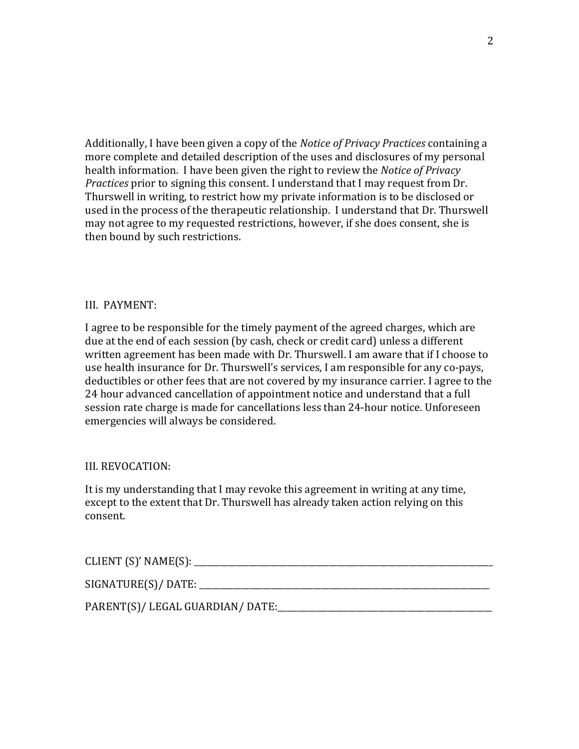Additionally, I have been given a copy of the *Notice of Privacy Practices* containing a more complete and detailed description of the uses and disclosures of my personal health information. I have been given the right to review the *Notice of Privacy Practices* prior to signing this consent. I understand that I may request from Dr. Thurswell in writing, to restrict how my private information is to be disclosed or used in the process of the therapeutic relationship. I understand that Dr. Thurswell may not agree to my requested restrictions, however, if she does consent, she is then bound by such restrictions.

III. PAYMENT:

I agree to be responsible for the timely payment of the agreed charges, which are due at the end of each session (by cash, check or credit card) unless a different written agreement has been made with Dr. Thurswell. I am aware that if I choose to use health insurance for Dr. Thurswell's services, I am responsible for any co-pays, deductibles or other fees that are not covered by my insurance carrier. I agree to the 24 hour advanced cancellation of appointment notice and understand that a full session rate charge is made for cancellations less than 24-hour notice. Unforeseen emergencies will always be considered.

III. REVOCATION:

It is my understanding that I may revoke this agreement in writing at any time, except to the extent that Dr. Thurswell has already taken action relying on this consent.

CLIENT (S)' NAME(S): ______________________________________________

SIGNATURE(S)/ DATE: ______________________________________________

PARENT(S)/ LEGAL GUARDIAN/ DATE:______________________________